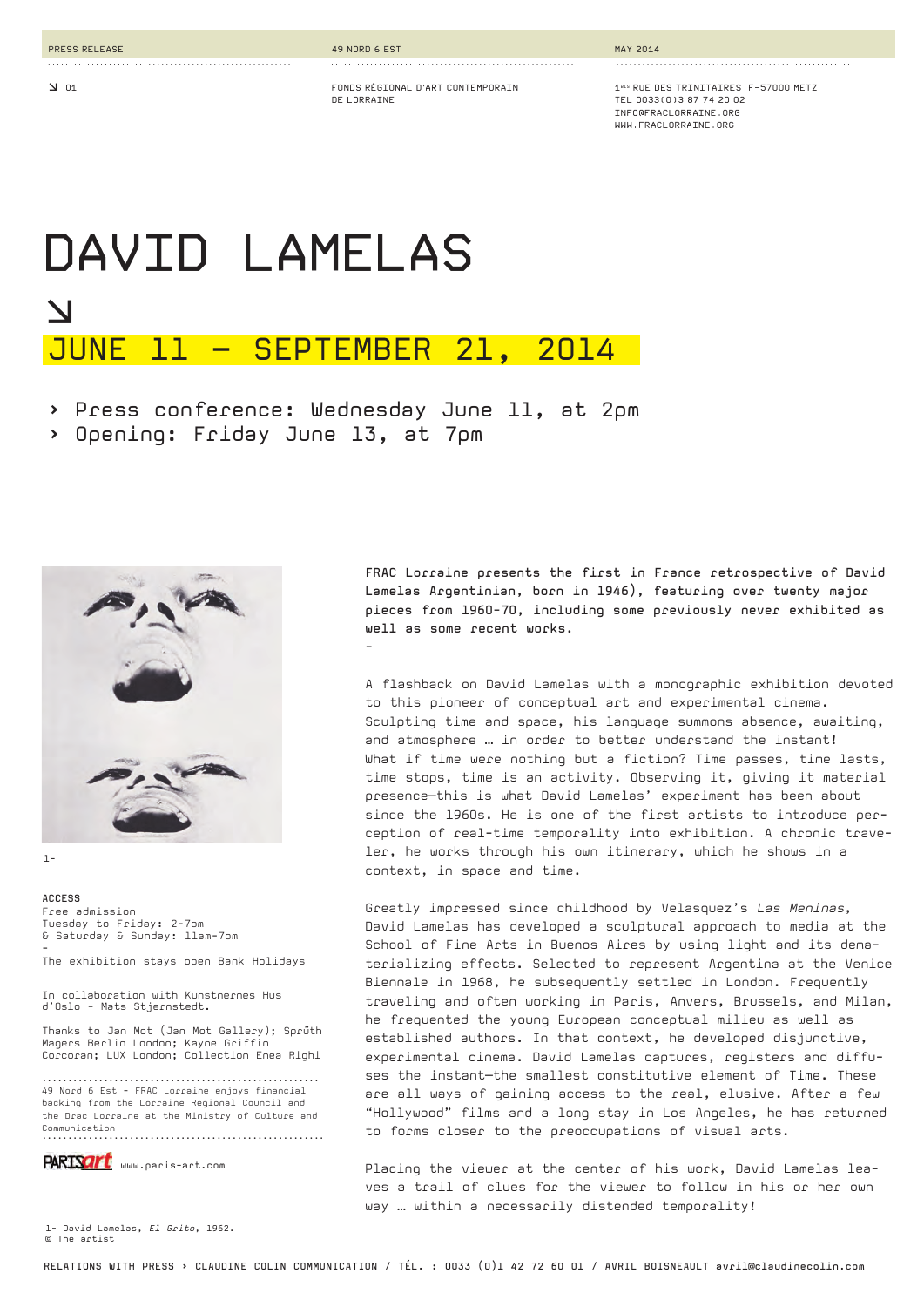PRESS RELEASE

49 NORD 6 EST

MAY 2014

↘ 01

FONDS RÉGIONAL D'ART CONTEMPORAIN DE LORRAINE

1BIS RUE DES TRINITAIRES F-57000 METZ
TEL 0033(0)3 87 74 20 02
INFO@FRACLORRAINE.ORG
WWW.FRACLORRAINE.ORG

# DAVID LAMELAS

↘

## JUNE 11 – SEPTEMBER 21, 2014

› Press conference: Wednesday June 11, at 2pm
› Opening: Friday June 13, at 7pm

FRAC Lorraine presents the first in France retrospective of David Lamelas Argentinian, born in 1946), featuring over twenty major pieces from 1960-70, including some previously never exhibited as well as some recent works.

-

A flashback on David Lamelas with a monographic exhibition devoted to this pioneer of conceptual art and experimental cinema. Sculpting time and space, his language summons absence, awaiting, and atmosphere … in order to better understand the instant! What if time were nothing but a fiction? Time passes, time lasts, time stops, time is an activity. Observing it, giving it material presence—this is what David Lamelas' experiment has been about since the 1960s. He is one of the first artists to introduce perception of real-time temporality into exhibition. A chronic traveler, he works through his own itinerary, which he shows in a context, in space and time.

Greatly impressed since childhood by Velasquez's *Las Meninas*, David Lamelas has developed a sculptural approach to media at the School of Fine Arts in Buenos Aires by using light and its dematerializing effects. Selected to represent Argentina at the Venice Biennale in 1968, he subsequently settled in London. Frequently traveling and often working in Paris, Anvers, Brussels, and Milan, he frequented the young European conceptual milieu as well as established authors. In that context, he developed disjunctive, experimental cinema. David Lamelas captures, registers and diffuses the instant—the smallest constitutive element of Time. These are all ways of gaining access to the real, elusive. After a few "Hollywood" films and a long stay in Los Angeles, he has returned to forms closer to the preoccupations of visual arts.

Placing the viewer at the center of his work, David Lamelas leaves a trail of clues for the viewer to follow in his or her own way … within a necessarily distended temporality!

1-

**ACCESS**
Free admission
Tuesday to Friday: 2-7pm
& Saturday & Sunday: 11am-7pm
-
The exhibition stays open Bank Holidays

In collaboration with Kunstnernes Hus d'Oslo - Mats Stjernstedt.

Thanks to Jan Mot (Jan Mot Gallery); Sprüth Magers Berlin London; Kayne Griffin Corcoran; LUX London; Collection Enea Righi

49 Nord 6 Est - FRAC Lorraine enjoys financial backing from the Lorraine Regional Council and the Drac Lorraine at the Ministry of Culture and Communication

PARISart www.paris-art.com

1- David Lamelas, *El Grito*, 1962.
© The artist

RELATIONS WITH PRESS › CLAUDINE COLIN COMMUNICATION / TÉL. : 0033 (0)1 42 72 60 01 / AVRIL BOISNEAULT avril@claudinecolin.com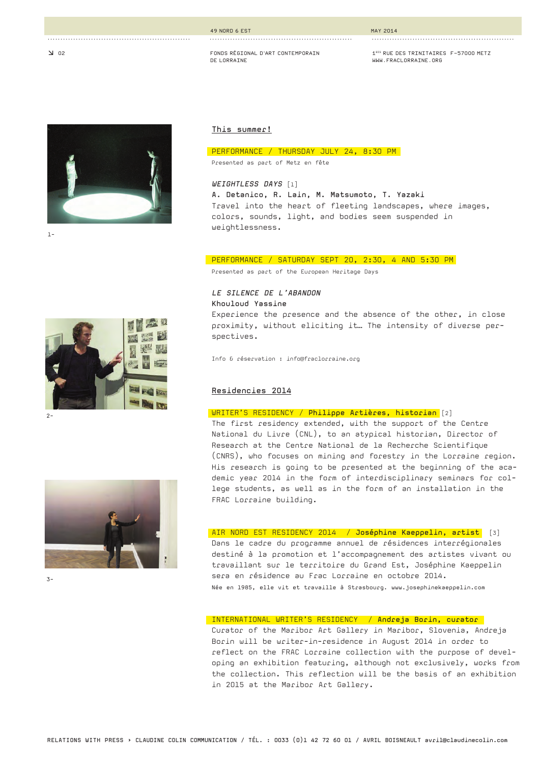## This summer!

**PERFORMANCE / THURSDAY JULY 24, 8:30 PM**

Presented as part of Metz en fête

***WEIGHTLESS DAYS*** [1]

**A. Detanico, R. Lain, M. Matsumoto, T. Yazaki**

Travel into the heart of fleeting landscapes, where images, colors, sounds, light, and bodies seem suspended in weightlessness.

**PERFORMANCE / SATURDAY SEPT 20, 2:30, 4 AND 5:30 PM**

Presented as part of the European Heritage Days

***LE SILENCE DE L'ABANDON***

**Khouloud Yassine**

Experience the presence and the absence of the other, in close proximity, without eliciting it… The intensity of diverse perspectives.

Info & réservation : info@fraclorraine.org

## Residencies 2014

**WRITER'S RESIDENCY / Philippe Artières, historian** [2]

The first residency extended, with the support of the Centre National du Livre (CNL), to an atypical historian, Director of Research at the Centre National de la Recherche Scientifique (CNRS), who focuses on mining and forestry in the Lorraine region. His research is going to be presented at the beginning of the academic year 2014 in the form of interdisciplinary seminars for college students, as well as in the form of an installation in the FRAC Lorraine building.

**AIR NORD EST RESIDENCY 2014 / Joséphine Kaeppelin, artist** [3]

Dans le cadre du programme annuel de résidences interrégionales destiné à la promotion et l'accompagnement des artistes vivant ou travaillant sur le territoire du Grand Est, Joséphine Kaeppelin sera en résidence au Frac Lorraine en octobre 2014.

Née en 1985, elle vit et travaille à Strasbourg. www.josephinekaeppelin.com

**INTERNATIONAL WRITER'S RESIDENCY / Andreja Borin, curator**

Curator of the Maribor Art Gallery in Maribor, Slovenia, Andreja Borin will be writer-in-residence in August 2014 in order to reflect on the FRAC Lorraine collection with the purpose of developing an exhibition featuring, although not exclusively, works from the collection. This reflection will be the basis of an exhibition in 2015 at the Maribor Art Gallery.

1-

2-

3-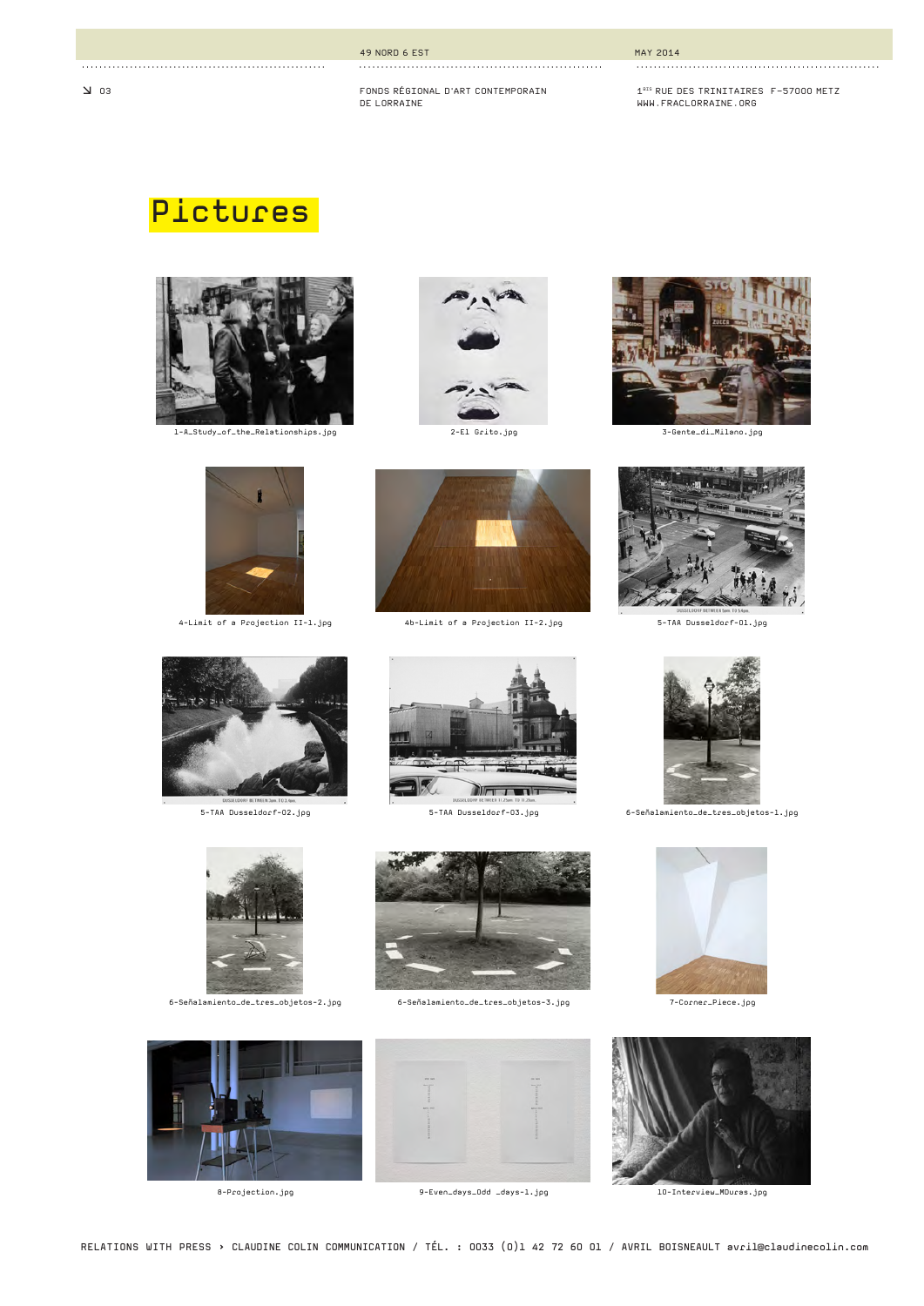# Pictures

1-A_Study_of_the_Relationships.jpg

2-El Grito.jpg

3-Gente_di_Milano.jpg

4-Limit of a Projection II-1.jpg

4b-Limit of a Projection II-2.jpg

5-TAA Dusseldorf-01.jpg

5-TAA Dusseldorf-02.jpg

5-TAA Dusseldorf-03.jpg

6-Señalamiento_de_tres_objetos-1.jpg

6-Señalamiento_de_tres_objetos-2.jpg

6-Señalamiento_de_tres_objetos-3.jpg

7-Corner_Piece.jpg

8-Projection.jpg

9-Even_days_Odd _days-1.jpg

10-Interview_MDuras.jpg

RELATIONS WITH PRESS › CLAUDINE COLIN COMMUNICATION / TÉL. : 0033 (0)1 42 72 60 01 / AVRIL BOISNEAULT avril@claudinecolin.com